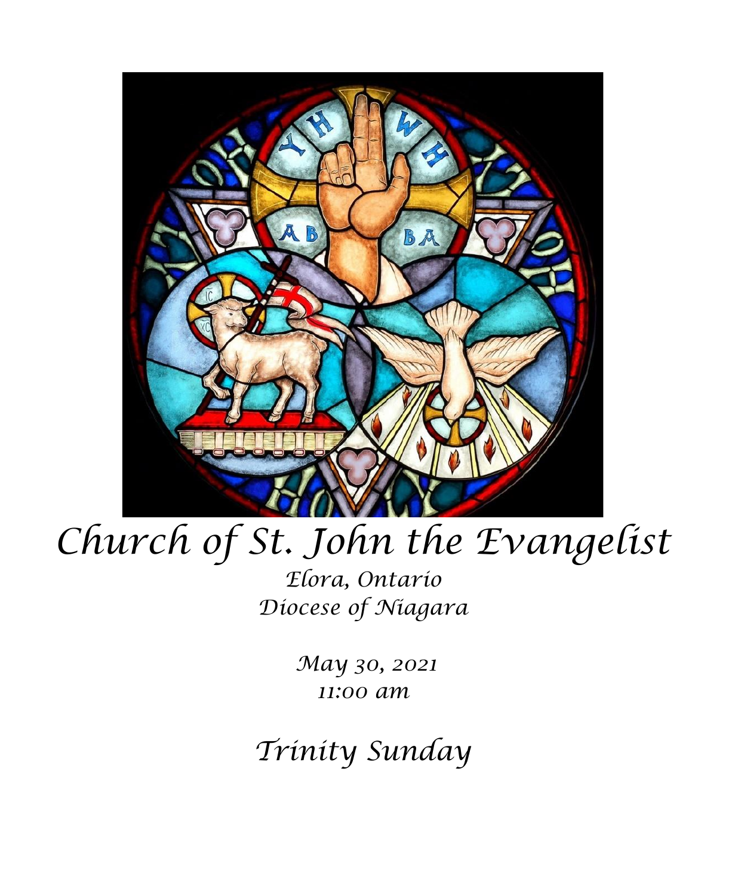# Church of St. John the Evangelist

*Elora, Ontario*
*Diocese of Niagara*

*May 30, 2021*
*11:00 am*

## *Trinity Sunday*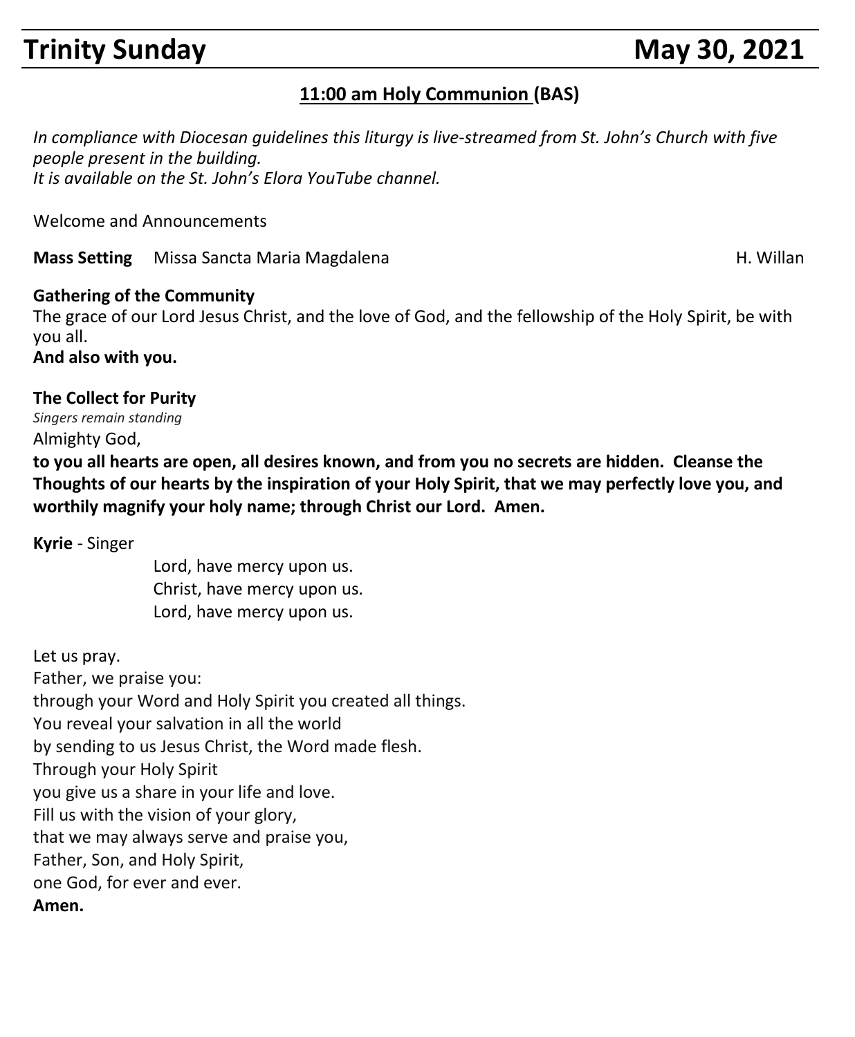# Trinity Sunday May 30, 2021

**11:00 am Holy Communion (BAS)**

*In compliance with Diocesan guidelines this liturgy is live-streamed from St. John's Church with five people present in the building.*
*It is available on the St. John's Elora YouTube channel.*

Welcome and Announcements

**Mass Setting** Missa Sancta Maria Magdalena H. Willan

**Gathering of the Community**
The grace of our Lord Jesus Christ, and the love of God, and the fellowship of the Holy Spirit, be with you all.
**And also with you.**

**The Collect for Purity**
*Singers remain standing*
Almighty God,
**to you all hearts are open, all desires known, and from you no secrets are hidden. Cleanse the Thoughts of our hearts by the inspiration of your Holy Spirit, that we may perfectly love you, and worthily magnify your holy name; through Christ our Lord. Amen.**

**Kyrie** - Singer

Lord, have mercy upon us.
Christ, have mercy upon us.
Lord, have mercy upon us.

Let us pray.
Father, we praise you:
through your Word and Holy Spirit you created all things.
You reveal your salvation in all the world
by sending to us Jesus Christ, the Word made flesh.
Through your Holy Spirit
you give us a share in your life and love.
Fill us with the vision of your glory,
that we may always serve and praise you,
Father, Son, and Holy Spirit,
one God, for ever and ever.
**Amen.**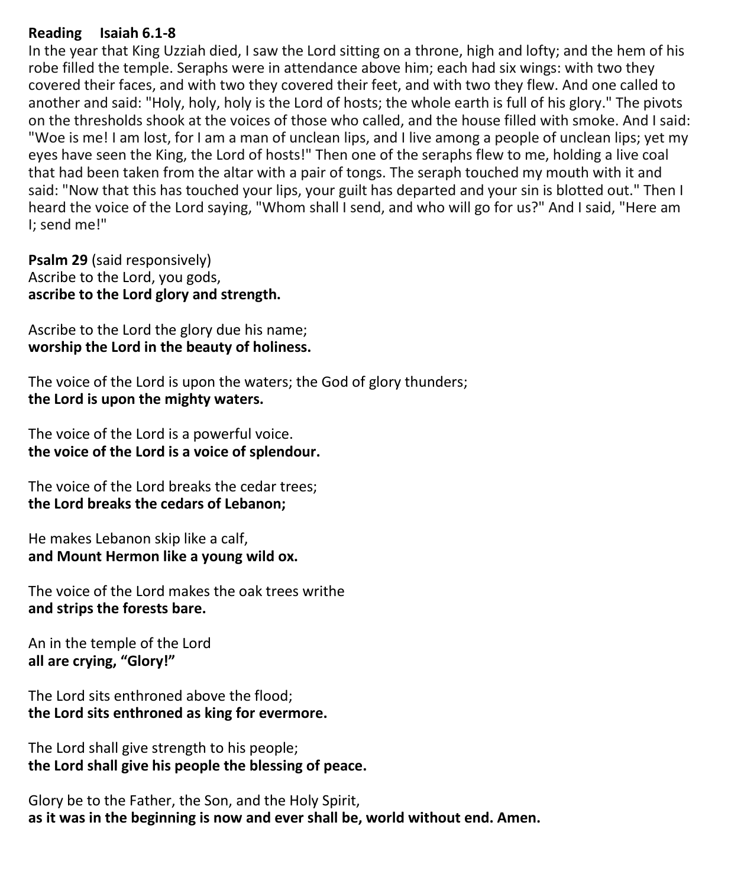**Reading   Isaiah 6.1-8**

In the year that King Uzziah died, I saw the Lord sitting on a throne, high and lofty; and the hem of his robe filled the temple. Seraphs were in attendance above him; each had six wings: with two they covered their faces, and with two they covered their feet, and with two they flew. And one called to another and said: "Holy, holy, holy is the Lord of hosts; the whole earth is full of his glory." The pivots on the thresholds shook at the voices of those who called, and the house filled with smoke. And I said: "Woe is me! I am lost, for I am a man of unclean lips, and I live among a people of unclean lips; yet my eyes have seen the King, the Lord of hosts!" Then one of the seraphs flew to me, holding a live coal that had been taken from the altar with a pair of tongs. The seraph touched my mouth with it and said: "Now that this has touched your lips, your guilt has departed and your sin is blotted out." Then I heard the voice of the Lord saying, "Whom shall I send, and who will go for us?" And I said, "Here am I; send me!"

**Psalm 29** (said responsively)

Ascribe to the Lord, you gods,
**ascribe to the Lord glory and strength.**

Ascribe to the Lord the glory due his name;
**worship the Lord in the beauty of holiness.**

The voice of the Lord is upon the waters; the God of glory thunders;
**the Lord is upon the mighty waters.**

The voice of the Lord is a powerful voice.
**the voice of the Lord is a voice of splendour.**

The voice of the Lord breaks the cedar trees;
**the Lord breaks the cedars of Lebanon;**

He makes Lebanon skip like a calf,
**and Mount Hermon like a young wild ox.**

The voice of the Lord makes the oak trees writhe
**and strips the forests bare.**

An in the temple of the Lord
**all are crying, "Glory!"**

The Lord sits enthroned above the flood;
**the Lord sits enthroned as king for evermore.**

The Lord shall give strength to his people;
**the Lord shall give his people the blessing of peace.**

Glory be to the Father, the Son, and the Holy Spirit,
**as it was in the beginning is now and ever shall be, world without end. Amen.**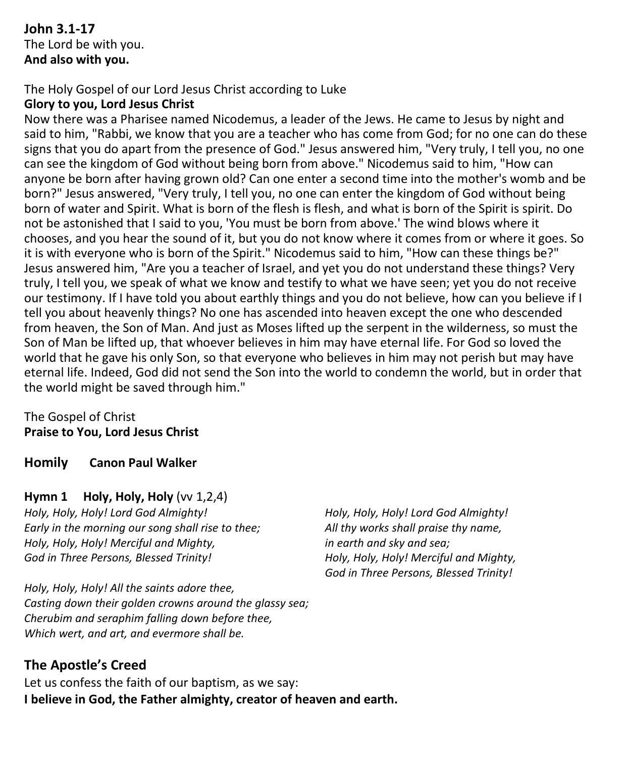**John 3.1-17**
The Lord be with you.
**And also with you.**

The Holy Gospel of our Lord Jesus Christ according to Luke
**Glory to you, Lord Jesus Christ**
Now there was a Pharisee named Nicodemus, a leader of the Jews. He came to Jesus by night and said to him, "Rabbi, we know that you are a teacher who has come from God; for no one can do these signs that you do apart from the presence of God." Jesus answered him, "Very truly, I tell you, no one can see the kingdom of God without being born from above." Nicodemus said to him, "How can anyone be born after having grown old? Can one enter a second time into the mother's womb and be born?" Jesus answered, "Very truly, I tell you, no one can enter the kingdom of God without being born of water and Spirit. What is born of the flesh is flesh, and what is born of the Spirit is spirit. Do not be astonished that I said to you, 'You must be born from above.' The wind blows where it chooses, and you hear the sound of it, but you do not know where it comes from or where it goes. So it is with everyone who is born of the Spirit." Nicodemus said to him, "How can these things be?" Jesus answered him, "Are you a teacher of Israel, and yet you do not understand these things? Very truly, I tell you, we speak of what we know and testify to what we have seen; yet you do not receive our testimony. If I have told you about earthly things and you do not believe, how can you believe if I tell you about heavenly things? No one has ascended into heaven except the one who descended from heaven, the Son of Man. And just as Moses lifted up the serpent in the wilderness, so must the Son of Man be lifted up, that whoever believes in him may have eternal life. For God so loved the world that he gave his only Son, so that everyone who believes in him may not perish but may have eternal life. Indeed, God did not send the Son into the world to condemn the world, but in order that the world might be saved through him."

The Gospel of Christ
**Praise to You, Lord Jesus Christ**

## Homily **Canon Paul Walker**

### Hymn 1 Holy, Holy, Holy (vv 1,2,4)

*Holy, Holy, Holy! Lord God Almighty!*
*Early in the morning our song shall rise to thee;*
*Holy, Holy, Holy! Merciful and Mighty,*
*God in Three Persons, Blessed Trinity!*

*Holy, Holy, Holy! All the saints adore thee,*
*Casting down their golden crowns around the glassy sea;*
*Cherubim and seraphim falling down before thee,*
*Which wert, and art, and evermore shall be.*

*Holy, Holy, Holy! Lord God Almighty!*
*All thy works shall praise thy name,*
*in earth and sky and sea;*
*Holy, Holy, Holy! Merciful and Mighty,*
*God in Three Persons, Blessed Trinity!*

## The Apostle's Creed

Let us confess the faith of our baptism, as we say:
**I believe in God, the Father almighty, creator of heaven and earth.**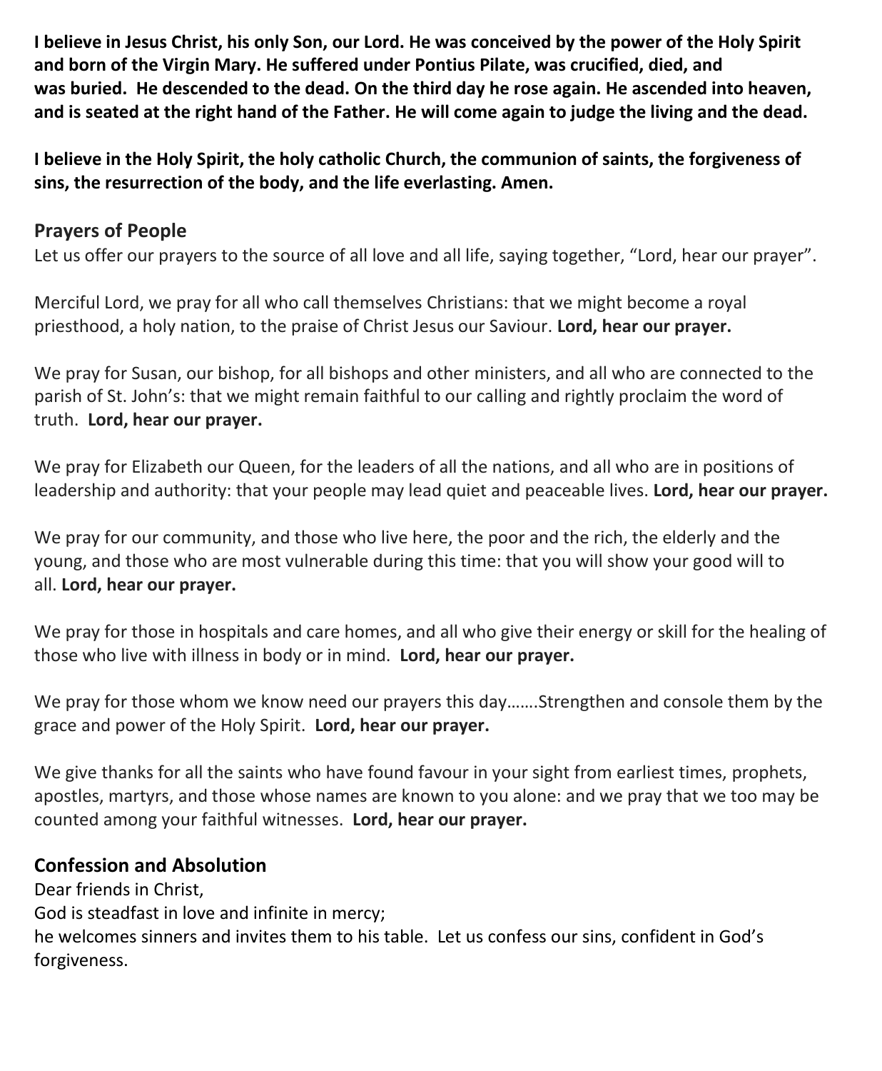**I believe in Jesus Christ, his only Son, our Lord. He was conceived by the power of the Holy Spirit and born of the Virgin Mary. He suffered under Pontius Pilate, was crucified, died, and was buried. He descended to the dead. On the third day he rose again. He ascended into heaven, and is seated at the right hand of the Father. He will come again to judge the living and the dead.**

**I believe in the Holy Spirit, the holy catholic Church, the communion of saints, the forgiveness of sins, the resurrection of the body, and the life everlasting. Amen.**

## Prayers of People

Let us offer our prayers to the source of all love and all life, saying together, "Lord, hear our prayer".

Merciful Lord, we pray for all who call themselves Christians: that we might become a royal priesthood, a holy nation, to the praise of Christ Jesus our Saviour. **Lord, hear our prayer.**

We pray for Susan, our bishop, for all bishops and other ministers, and all who are connected to the parish of St. John's: that we might remain faithful to our calling and rightly proclaim the word of truth. **Lord, hear our prayer.**

We pray for Elizabeth our Queen, for the leaders of all the nations, and all who are in positions of leadership and authority: that your people may lead quiet and peaceable lives. **Lord, hear our prayer.**

We pray for our community, and those who live here, the poor and the rich, the elderly and the young, and those who are most vulnerable during this time: that you will show your good will to all. **Lord, hear our prayer.**

We pray for those in hospitals and care homes, and all who give their energy or skill for the healing of those who live with illness in body or in mind. **Lord, hear our prayer.**

We pray for those whom we know need our prayers this day…….Strengthen and console them by the grace and power of the Holy Spirit. **Lord, hear our prayer.**

We give thanks for all the saints who have found favour in your sight from earliest times, prophets, apostles, martyrs, and those whose names are known to you alone: and we pray that we too may be counted among your faithful witnesses. **Lord, hear our prayer.**

## Confession and Absolution

Dear friends in Christ,
God is steadfast in love and infinite in mercy;
he welcomes sinners and invites them to his table. Let us confess our sins, confident in God's forgiveness.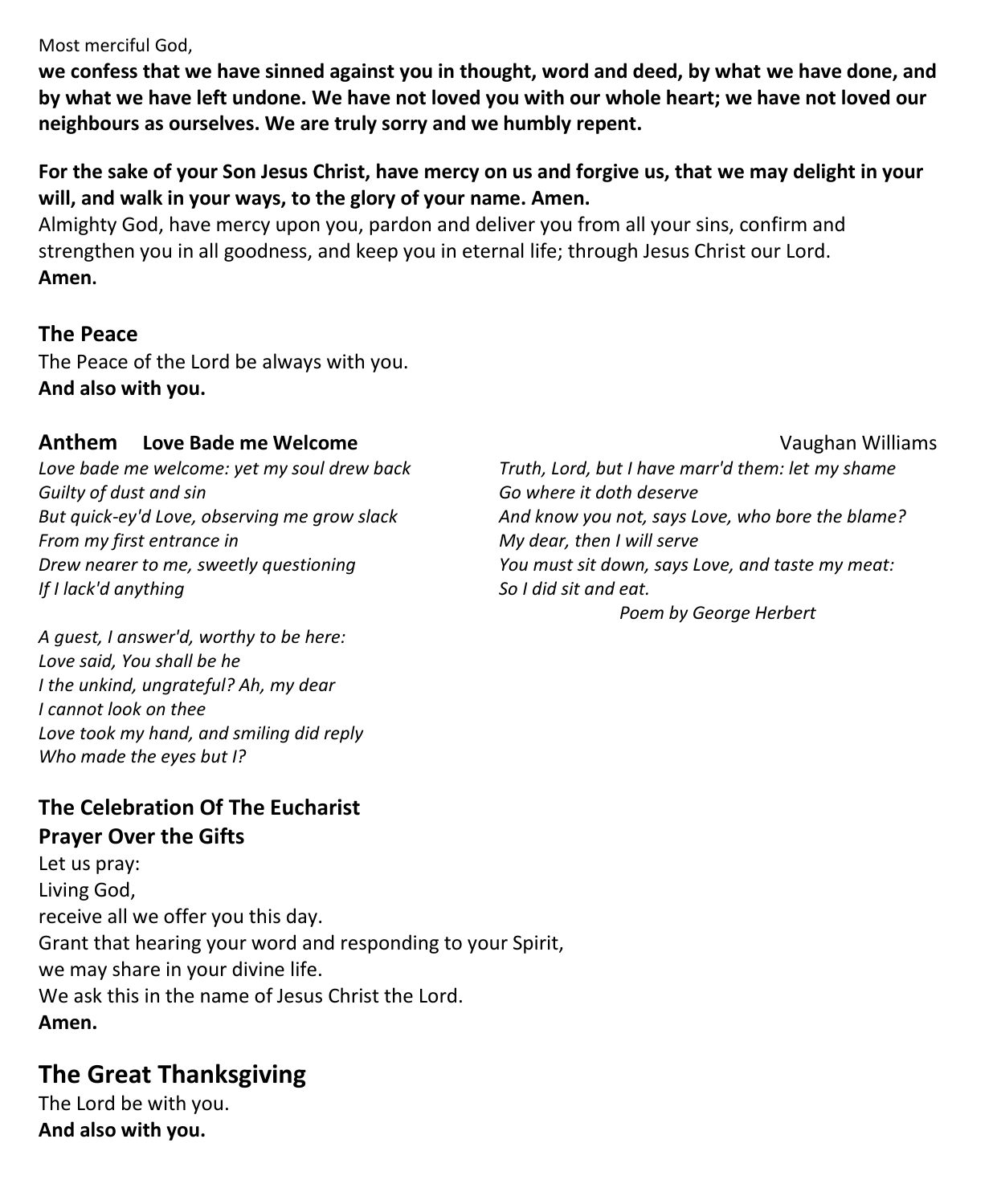Most merciful God,

**we confess that we have sinned against you in thought, word and deed, by what we have done, and by what we have left undone. We have not loved you with our whole heart; we have not loved our neighbours as ourselves. We are truly sorry and we humbly repent.**

**For the sake of your Son Jesus Christ, have mercy on us and forgive us, that we may delight in your will, and walk in your ways, to the glory of your name. Amen.**

Almighty God, have mercy upon you, pardon and deliver you from all your sins, confirm and strengthen you in all goodness, and keep you in eternal life; through Jesus Christ our Lord.

**Amen.**

## The Peace

The Peace of the Lord be always with you.

**And also with you.**

## Anthem **Love Bade me Welcome** Vaughan Williams

*Love bade me welcome: yet my soul drew back*
*Guilty of dust and sin*
*But quick-ey'd Love, observing me grow slack*
*From my first entrance in*
*Drew nearer to me, sweetly questioning*
*If I lack'd anything*

*A guest, I answer'd, worthy to be here:*
*Love said, You shall be he*
*I the unkind, ungrateful? Ah, my dear*
*I cannot look on thee*
*Love took my hand, and smiling did reply*
*Who made the eyes but I?*

*Truth, Lord, but I have marr'd them: let my shame*
*Go where it doth deserve*
*And know you not, says Love, who bore the blame?*
*My dear, then I will serve*
*You must sit down, says Love, and taste my meat:*
*So I did sit and eat.*

*Poem by George Herbert*

## The Celebration Of The Eucharist

## Prayer Over the Gifts

Let us pray:
Living God,
receive all we offer you this day.
Grant that hearing your word and responding to your Spirit,
we may share in your divine life.
We ask this in the name of Jesus Christ the Lord.

**Amen.**

# The Great Thanksgiving

The Lord be with you.

**And also with you.**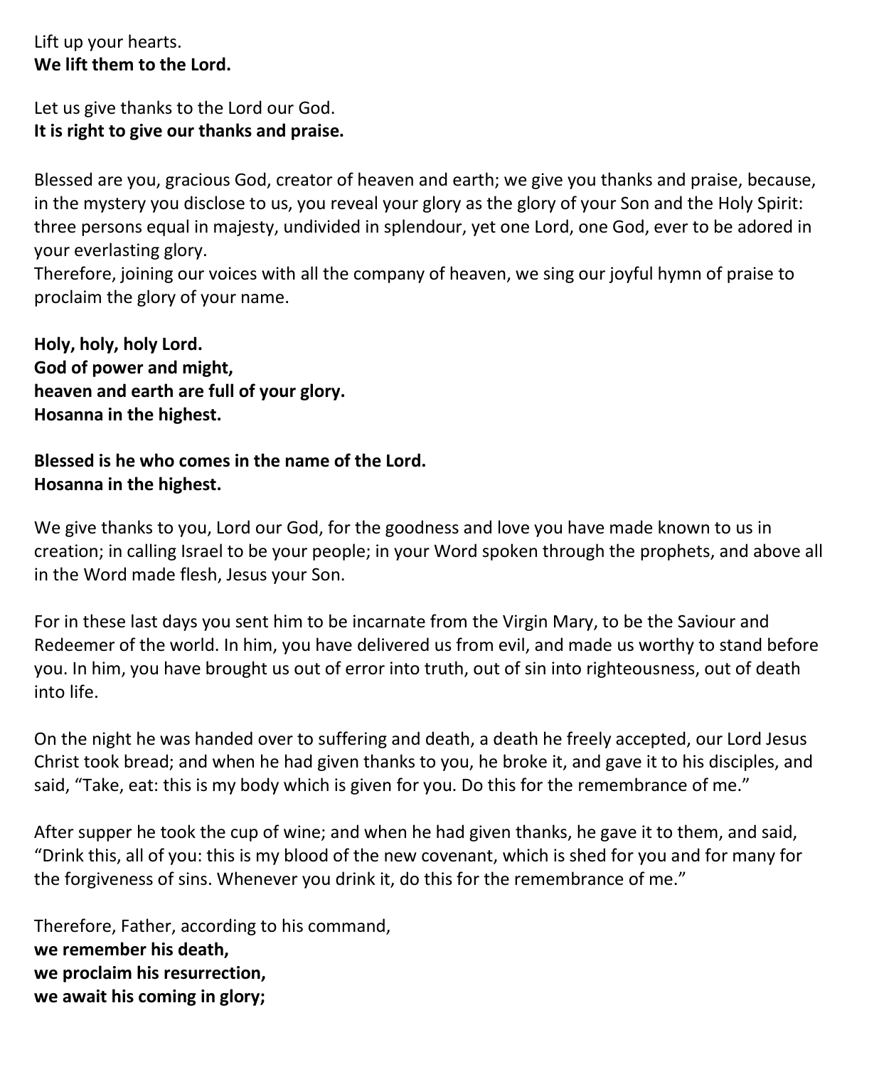Lift up your hearts.
**We lift them to the Lord.**

Let us give thanks to the Lord our God.
**It is right to give our thanks and praise.**

Blessed are you, gracious God, creator of heaven and earth; we give you thanks and praise, because, in the mystery you disclose to us, you reveal your glory as the glory of your Son and the Holy Spirit: three persons equal in majesty, undivided in splendour, yet one Lord, one God, ever to be adored in your everlasting glory.
Therefore, joining our voices with all the company of heaven, we sing our joyful hymn of praise to proclaim the glory of your name.

**Holy, holy, holy Lord.**
**God of power and might,**
**heaven and earth are full of your glory.**
**Hosanna in the highest.**

**Blessed is he who comes in the name of the Lord.**
**Hosanna in the highest.**

We give thanks to you, Lord our God, for the goodness and love you have made known to us in creation; in calling Israel to be your people; in your Word spoken through the prophets, and above all in the Word made flesh, Jesus your Son.

For in these last days you sent him to be incarnate from the Virgin Mary, to be the Saviour and Redeemer of the world. In him, you have delivered us from evil, and made us worthy to stand before you. In him, you have brought us out of error into truth, out of sin into righteousness, out of death into life.

On the night he was handed over to suffering and death, a death he freely accepted, our Lord Jesus Christ took bread; and when he had given thanks to you, he broke it, and gave it to his disciples, and said, "Take, eat: this is my body which is given for you. Do this for the remembrance of me."

After supper he took the cup of wine; and when he had given thanks, he gave it to them, and said, "Drink this, all of you: this is my blood of the new covenant, which is shed for you and for many for the forgiveness of sins. Whenever you drink it, do this for the remembrance of me."

Therefore, Father, according to his command,
**we remember his death,**
**we proclaim his resurrection,**
**we await his coming in glory;**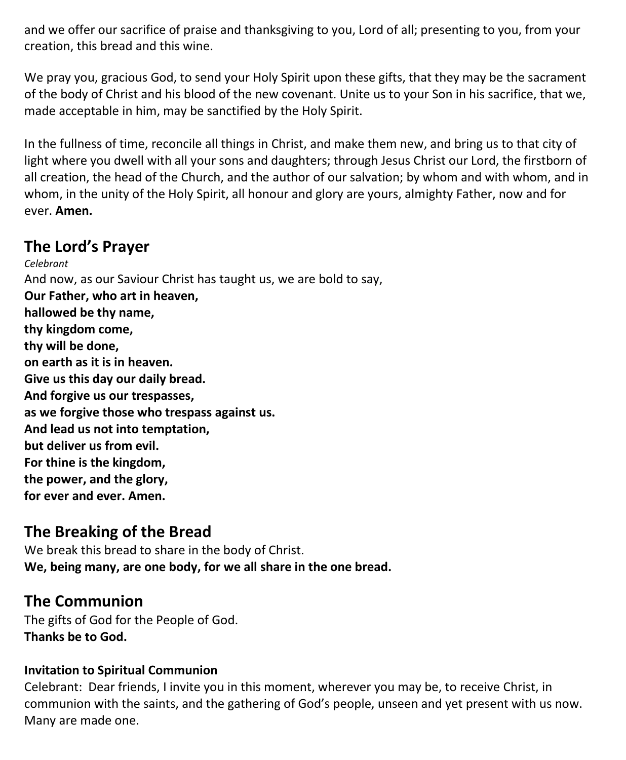and we offer our sacrifice of praise and thanksgiving to you, Lord of all; presenting to you, from your creation, this bread and this wine.

We pray you, gracious God, to send your Holy Spirit upon these gifts, that they may be the sacrament of the body of Christ and his blood of the new covenant. Unite us to your Son in his sacrifice, that we, made acceptable in him, may be sanctified by the Holy Spirit.

In the fullness of time, reconcile all things in Christ, and make them new, and bring us to that city of light where you dwell with all your sons and daughters; through Jesus Christ our Lord, the firstborn of all creation, the head of the Church, and the author of our salvation; by whom and with whom, and in whom, in the unity of the Holy Spirit, all honour and glory are yours, almighty Father, now and for ever. **Amen.**

## The Lord's Prayer

*Celebrant*

And now, as our Saviour Christ has taught us, we are bold to say,

**Our Father, who art in heaven,**
**hallowed be thy name,**
**thy kingdom come,**
**thy will be done,**
**on earth as it is in heaven.**
**Give us this day our daily bread.**
**And forgive us our trespasses,**
**as we forgive those who trespass against us.**
**And lead us not into temptation,**
**but deliver us from evil.**
**For thine is the kingdom,**
**the power, and the glory,**
**for ever and ever. Amen.**

## The Breaking of the Bread

We break this bread to share in the body of Christ.
**We, being many, are one body, for we all share in the one bread.**

## The Communion

The gifts of God for the People of God.
**Thanks be to God.**

**Invitation to Spiritual Communion**

Celebrant: Dear friends, I invite you in this moment, wherever you may be, to receive Christ, in communion with the saints, and the gathering of God's people, unseen and yet present with us now. Many are made one.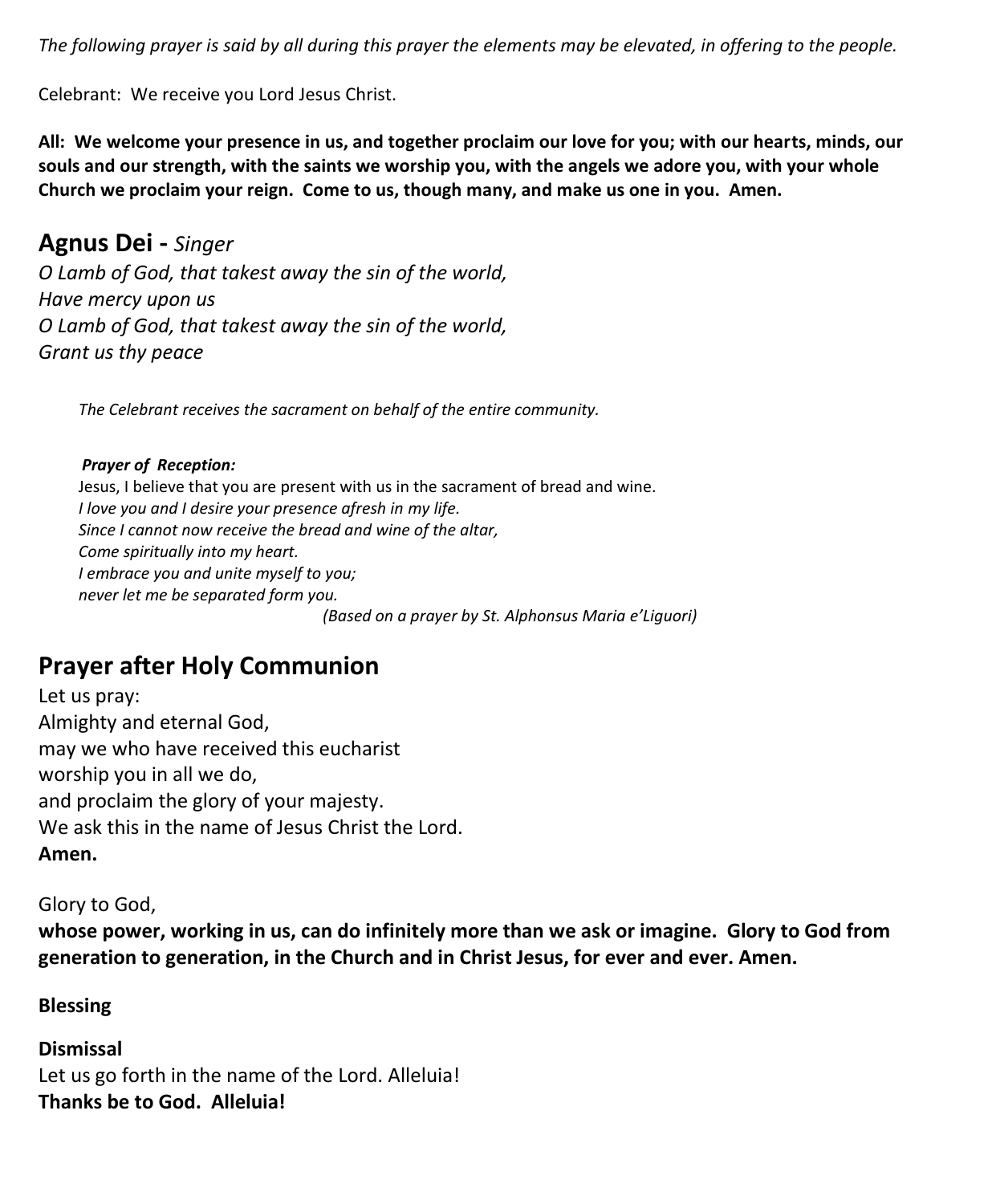*The following prayer is said by all during this prayer the elements may be elevated, in offering to the people.*

Celebrant: We receive you Lord Jesus Christ.

**All: We welcome your presence in us, and together proclaim our love for you; with our hearts, minds, our souls and our strength, with the saints we worship you, with the angels we adore you, with your whole Church we proclaim your reign. Come to us, though many, and make us one in you. Amen.**

## Agnus Dei - *Singer*

*O Lamb of God, that takest away the sin of the world,*
*Have mercy upon us*
*O Lamb of God, that takest away the sin of the world,*
*Grant us thy peace*

*The Celebrant receives the sacrament on behalf of the entire community.*

***Prayer of Reception:***
Jesus, I believe that you are present with us in the sacrament of bread and wine.
*I love you and I desire your presence afresh in my life.*
*Since I cannot now receive the bread and wine of the altar,*
*Come spiritually into my heart.*
*I embrace you and unite myself to you;*
*never let me be separated form you.*
*(Based on a prayer by St. Alphonsus Maria e'Liguori)*

## Prayer after Holy Communion

Let us pray:
Almighty and eternal God,
may we who have received this eucharist
worship you in all we do,
and proclaim the glory of your majesty.
We ask this in the name of Jesus Christ the Lord.
**Amen.**

Glory to God,
**whose power, working in us, can do infinitely more than we ask or imagine. Glory to God from generation to generation, in the Church and in Christ Jesus, for ever and ever. Amen.**

**Blessing**

**Dismissal**
Let us go forth in the name of the Lord. Alleluia!
**Thanks be to God. Alleluia!**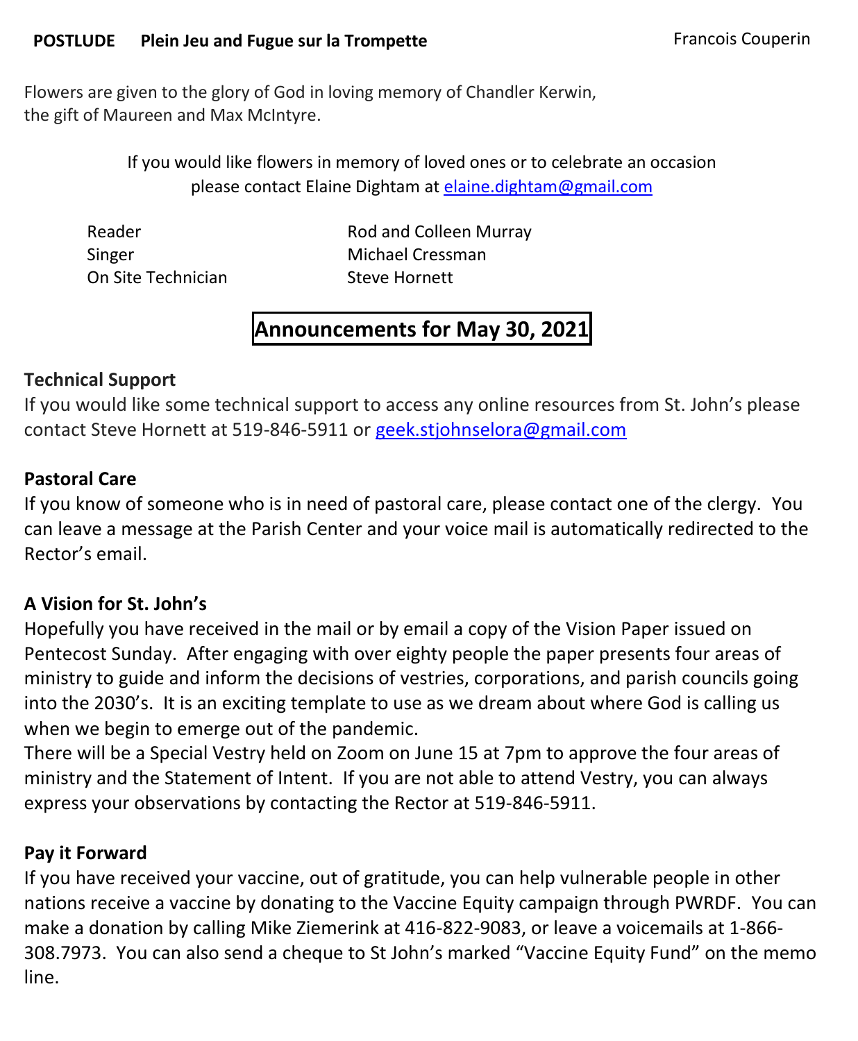**POSTLUDE** **Plein Jeu and Fugue sur la Trompette** Francois Couperin

Flowers are given to the glory of God in loving memory of Chandler Kerwin,
the gift of Maureen and Max McIntyre.

If you would like flowers in memory of loved ones or to celebrate an occasion
please contact Elaine Dightam at elaine.dightam@gmail.com

| | |
|---|---|
| Reader | Rod and Colleen Murray |
| Singer | Michael Cressman |
| On Site Technician | Steve Hornett |

## Announcements for May 30, 2021

**Technical Support**
If you would like some technical support to access any online resources from St. John's please contact Steve Hornett at 519-846-5911 or geek.stjohnselora@gmail.com

**Pastoral Care**
If you know of someone who is in need of pastoral care, please contact one of the clergy. You can leave a message at the Parish Center and your voice mail is automatically redirected to the Rector's email.

**A Vision for St. John's**
Hopefully you have received in the mail or by email a copy of the Vision Paper issued on Pentecost Sunday. After engaging with over eighty people the paper presents four areas of ministry to guide and inform the decisions of vestries, corporations, and parish councils going into the 2030's. It is an exciting template to use as we dream about where God is calling us when we begin to emerge out of the pandemic.
There will be a Special Vestry held on Zoom on June 15 at 7pm to approve the four areas of ministry and the Statement of Intent. If you are not able to attend Vestry, you can always express your observations by contacting the Rector at 519-846-5911.

**Pay it Forward**
If you have received your vaccine, out of gratitude, you can help vulnerable people in other nations receive a vaccine by donating to the Vaccine Equity campaign through PWRDF. You can make a donation by calling Mike Ziemerink at 416-822-9083, or leave a voicemails at 1-866-308.7973. You can also send a cheque to St John's marked "Vaccine Equity Fund" on the memo line.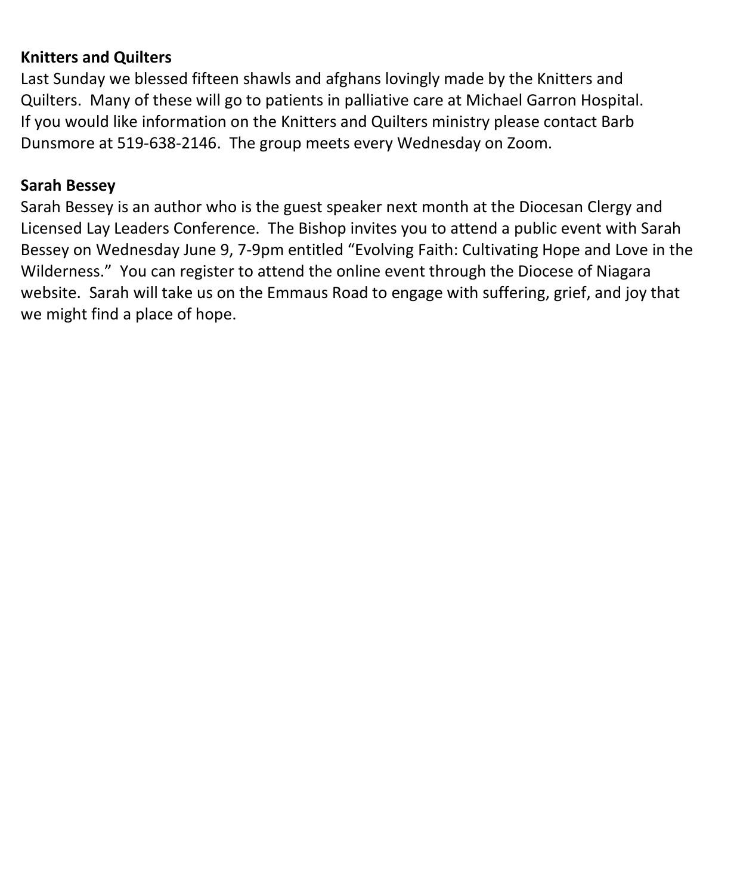**Knitters and Quilters**

Last Sunday we blessed fifteen shawls and afghans lovingly made by the Knitters and Quilters. Many of these will go to patients in palliative care at Michael Garron Hospital. If you would like information on the Knitters and Quilters ministry please contact Barb Dunsmore at 519-638-2146. The group meets every Wednesday on Zoom.

**Sarah Bessey**

Sarah Bessey is an author who is the guest speaker next month at the Diocesan Clergy and Licensed Lay Leaders Conference. The Bishop invites you to attend a public event with Sarah Bessey on Wednesday June 9, 7-9pm entitled "Evolving Faith: Cultivating Hope and Love in the Wilderness." You can register to attend the online event through the Diocese of Niagara website. Sarah will take us on the Emmaus Road to engage with suffering, grief, and joy that we might find a place of hope.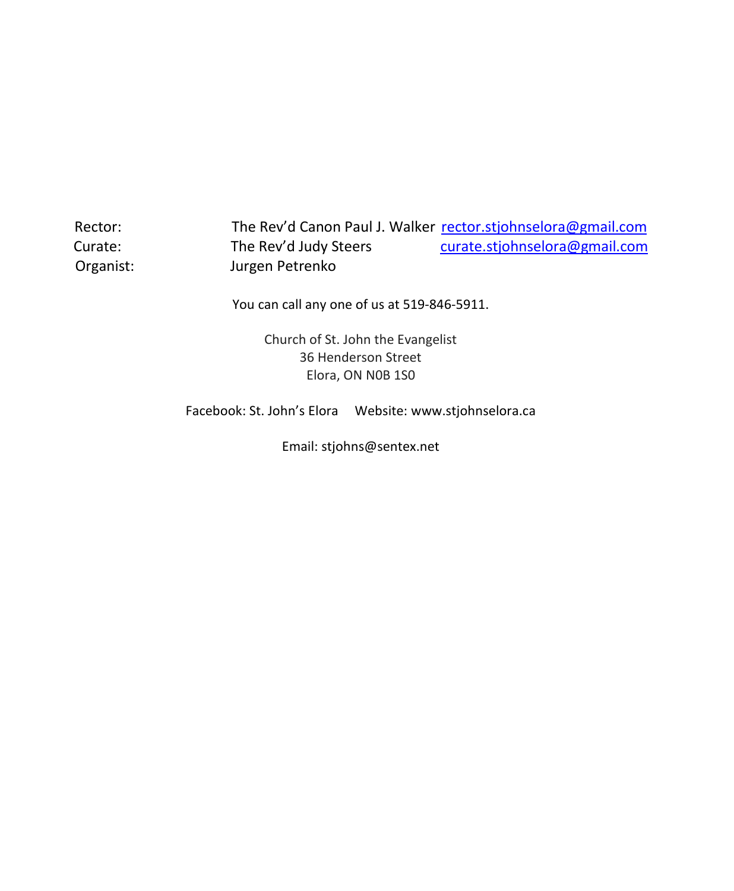| | | |
|---|---|---|
| Rector: | The Rev'd Canon Paul J. Walker | rector.stjohnselora@gmail.com |
| Curate: | The Rev'd Judy Steers | curate.stjohnselora@gmail.com |
| Organist: | Jurgen Petrenko | |

You can call any one of us at 519-846-5911.

Church of St. John the Evangelist
36 Henderson Street
Elora, ON N0B 1S0

Facebook: St. John's Elora     Website: www.stjohnselora.ca

Email: stjohns@sentex.net